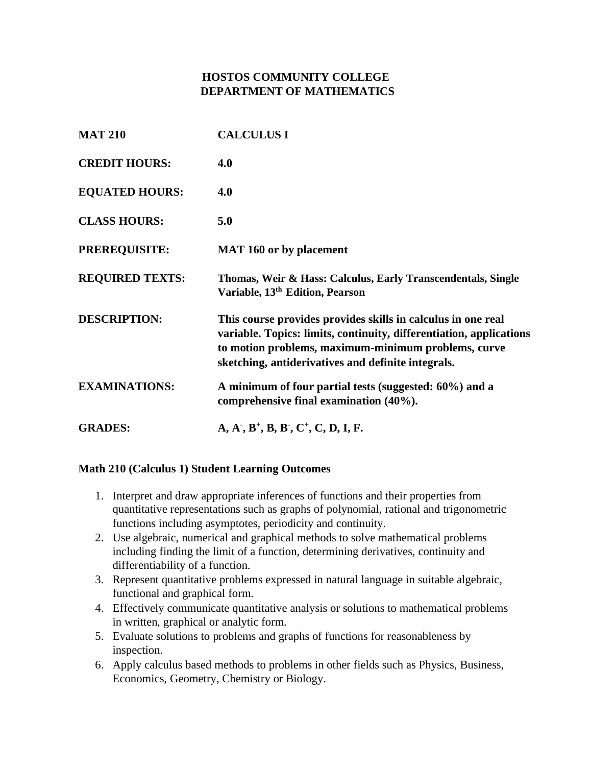# HOSTOS COMMUNITY COLLEGE
## DEPARTMENT OF MATHEMATICS

| | |
|---|---|
| **MAT 210** | **CALCULUS I** |
| **CREDIT HOURS:** | **4.0** |
| **EQUATED HOURS:** | **4.0** |
| **CLASS HOURS:** | **5.0** |
| **PREREQUISITE:** | **MAT 160 or by placement** |
| **REQUIRED TEXTS:** | **Thomas, Weir & Hass: Calculus, Early Transcendentals, Single Variable, 13th Edition, Pearson** |
| **DESCRIPTION:** | **This course provides provides skills in calculus in one real variable. Topics: limits, continuity, differentiation, applications to motion problems, maximum-minimum problems, curve sketching, antiderivatives and definite integrals.** |
| **EXAMINATIONS:** | **A minimum of four partial tests (suggested: 60%) and a comprehensive final examination (40%).** |
| **GRADES:** | **A, $A^-$, $B^+$, B, $B^-$, $C^+$, C, D, I, F.** |

### Math 210 (Calculus 1) Student Learning Outcomes

1. Interpret and draw appropriate inferences of functions and their properties from quantitative representations such as graphs of polynomial, rational and trigonometric functions including asymptotes, periodicity and continuity.
2. Use algebraic, numerical and graphical methods to solve mathematical problems including finding the limit of a function, determining derivatives, continuity and differentiability of a function.
3. Represent quantitative problems expressed in natural language in suitable algebraic, functional and graphical form.
4. Effectively communicate quantitative analysis or solutions to mathematical problems in written, graphical or analytic form.
5. Evaluate solutions to problems and graphs of functions for reasonableness by inspection.
6. Apply calculus based methods to problems in other fields such as Physics, Business, Economics, Geometry, Chemistry or Biology.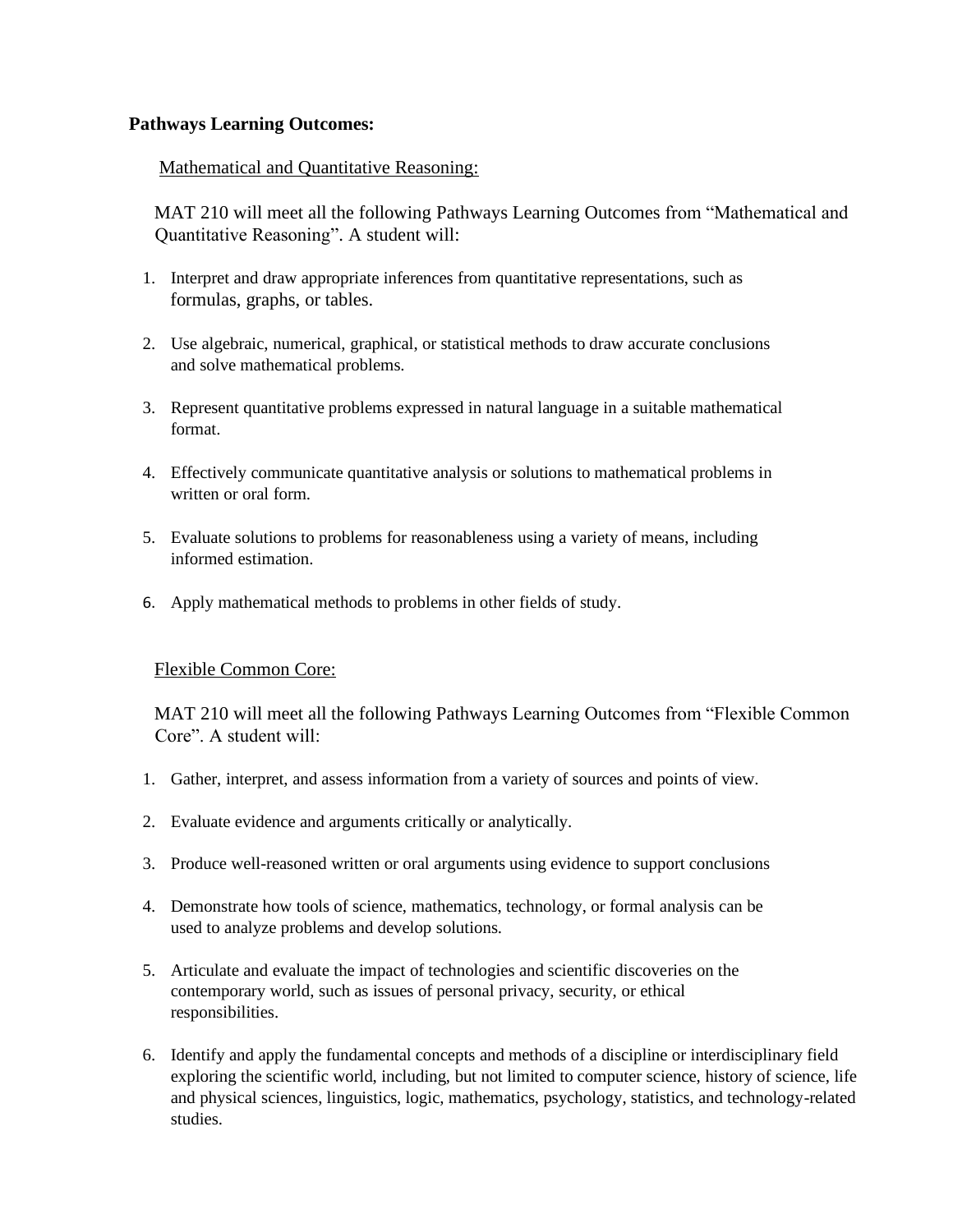**Pathways Learning Outcomes:**

Mathematical and Quantitative Reasoning:

MAT 210 will meet all the following Pathways Learning Outcomes from "Mathematical and Quantitative Reasoning". A student will:

1. Interpret and draw appropriate inferences from quantitative representations, such as formulas, graphs, or tables.
2. Use algebraic, numerical, graphical, or statistical methods to draw accurate conclusions and solve mathematical problems.
3. Represent quantitative problems expressed in natural language in a suitable mathematical format.
4. Effectively communicate quantitative analysis or solutions to mathematical problems in written or oral form.
5. Evaluate solutions to problems for reasonableness using a variety of means, including informed estimation.
6. Apply mathematical methods to problems in other fields of study.

Flexible Common Core:

MAT 210 will meet all the following Pathways Learning Outcomes from "Flexible Common Core". A student will:

1. Gather, interpret, and assess information from a variety of sources and points of view.
2. Evaluate evidence and arguments critically or analytically.
3. Produce well-reasoned written or oral arguments using evidence to support conclusions
4. Demonstrate how tools of science, mathematics, technology, or formal analysis can be used to analyze problems and develop solutions.
5. Articulate and evaluate the impact of technologies and scientific discoveries on the contemporary world, such as issues of personal privacy, security, or ethical responsibilities.
6. Identify and apply the fundamental concepts and methods of a discipline or interdisciplinary field exploring the scientific world, including, but not limited to computer science, history of science, life and physical sciences, linguistics, logic, mathematics, psychology, statistics, and technology-related studies.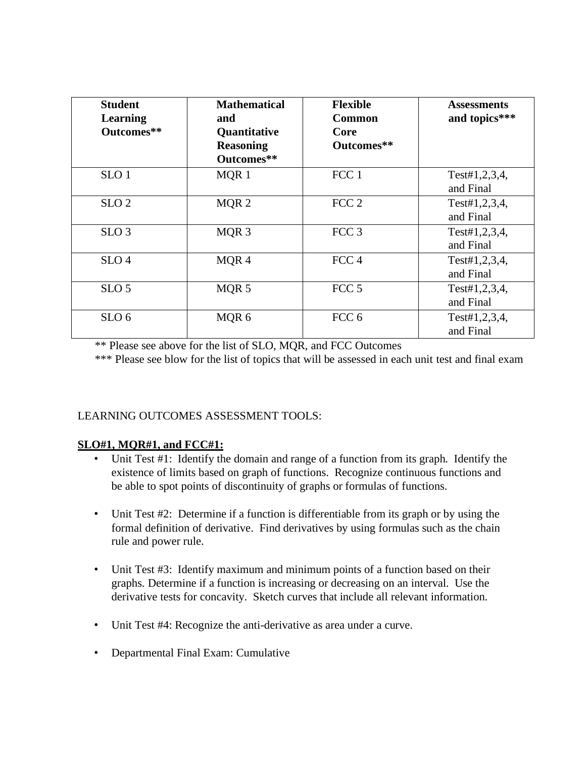| Student Learning Outcomes** | Mathematical and Quantitative Reasoning Outcomes** | Flexible Common Core Outcomes** | Assessments and topics*** |
|---|---|---|---|
| SLO 1 | MQR 1 | FCC 1 | Test#1,2,3,4, and Final |
| SLO 2 | MQR 2 | FCC 2 | Test#1,2,3,4, and Final |
| SLO 3 | MQR 3 | FCC 3 | Test#1,2,3,4, and Final |
| SLO 4 | MQR 4 | FCC 4 | Test#1,2,3,4, and Final |
| SLO 5 | MQR 5 | FCC 5 | Test#1,2,3,4, and Final |
| SLO 6 | MQR 6 | FCC 6 | Test#1,2,3,4, and Final |

** Please see above for the list of SLO, MQR, and FCC Outcomes

*** Please see blow for the list of topics that will be assessed in each unit test and final exam

LEARNING OUTCOMES ASSESSMENT TOOLS:

**SLO#1, MQR#1, and FCC#1:**

- Unit Test #1: Identify the domain and range of a function from its graph. Identify the existence of limits based on graph of functions. Recognize continuous functions and be able to spot points of discontinuity of graphs or formulas of functions.

- Unit Test #2: Determine if a function is differentiable from its graph or by using the formal definition of derivative. Find derivatives by using formulas such as the chain rule and power rule.

- Unit Test #3: Identify maximum and minimum points of a function based on their graphs. Determine if a function is increasing or decreasing on an interval. Use the derivative tests for concavity. Sketch curves that include all relevant information.

- Unit Test #4: Recognize the anti-derivative as area under a curve.

- Departmental Final Exam: Cumulative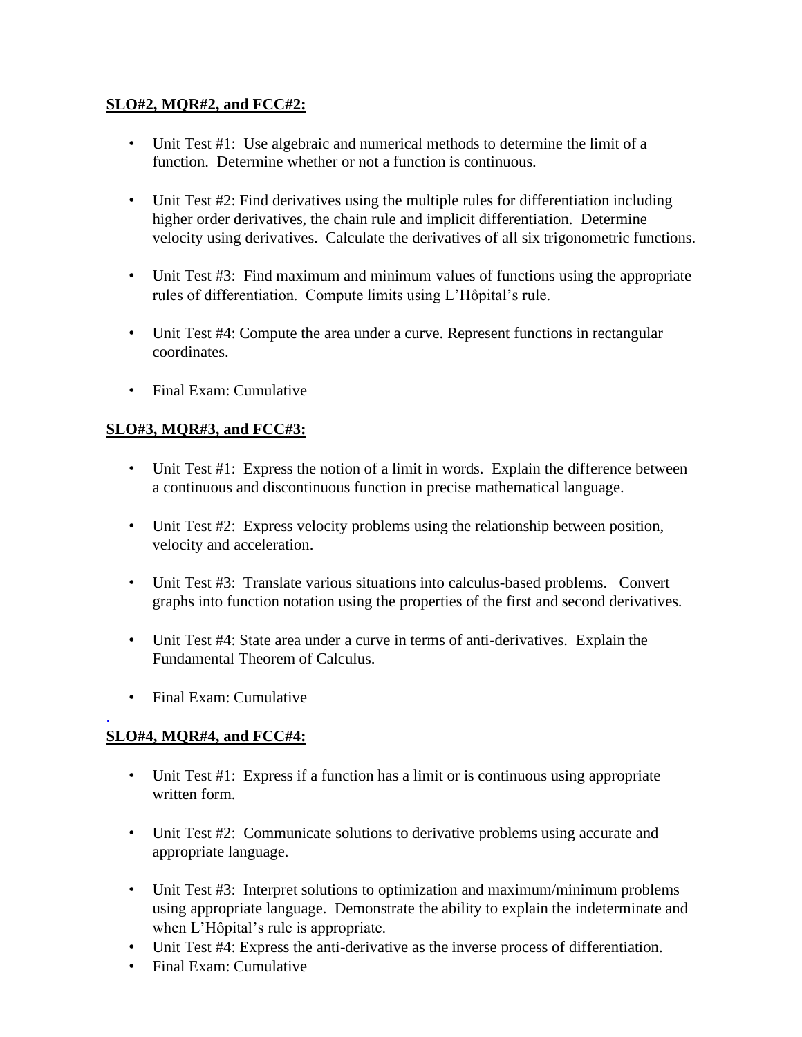**SLO#2, MQR#2, and FCC#2:**

- Unit Test #1: Use algebraic and numerical methods to determine the limit of a function. Determine whether or not a function is continuous.
- Unit Test #2: Find derivatives using the multiple rules for differentiation including higher order derivatives, the chain rule and implicit differentiation. Determine velocity using derivatives. Calculate the derivatives of all six trigonometric functions.
- Unit Test #3: Find maximum and minimum values of functions using the appropriate rules of differentiation. Compute limits using L'Hôpital's rule.
- Unit Test #4: Compute the area under a curve. Represent functions in rectangular coordinates.
- Final Exam: Cumulative

**SLO#3, MQR#3, and FCC#3:**

- Unit Test #1: Express the notion of a limit in words. Explain the difference between a continuous and discontinuous function in precise mathematical language.
- Unit Test #2: Express velocity problems using the relationship between position, velocity and acceleration.
- Unit Test #3: Translate various situations into calculus-based problems. Convert graphs into function notation using the properties of the first and second derivatives.
- Unit Test #4: State area under a curve in terms of anti-derivatives. Explain the Fundamental Theorem of Calculus.
- Final Exam: Cumulative

**SLO#4, MQR#4, and FCC#4:**

- Unit Test #1: Express if a function has a limit or is continuous using appropriate written form.
- Unit Test #2: Communicate solutions to derivative problems using accurate and appropriate language.
- Unit Test #3: Interpret solutions to optimization and maximum/minimum problems using appropriate language. Demonstrate the ability to explain the indeterminate and when L'Hôpital's rule is appropriate.
- Unit Test #4: Express the anti-derivative as the inverse process of differentiation.
- Final Exam: Cumulative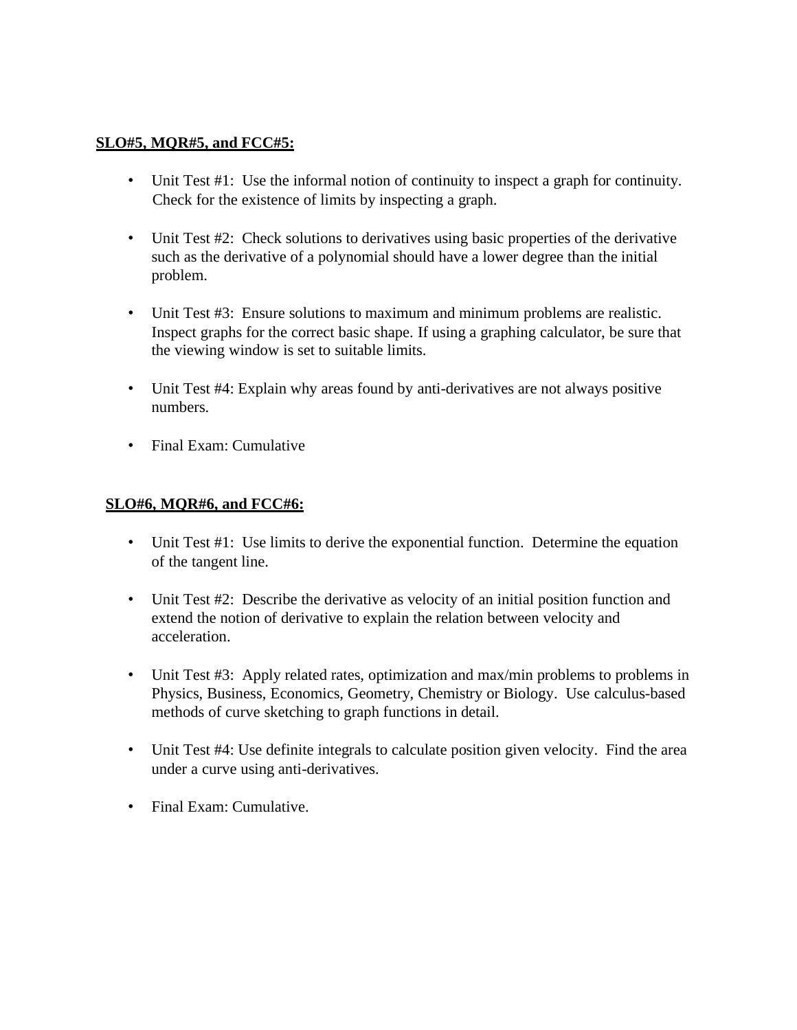**SLO#5, MQR#5, and FCC#5:**

- Unit Test #1: Use the informal notion of continuity to inspect a graph for continuity. Check for the existence of limits by inspecting a graph.
- Unit Test #2: Check solutions to derivatives using basic properties of the derivative such as the derivative of a polynomial should have a lower degree than the initial problem.
- Unit Test #3: Ensure solutions to maximum and minimum problems are realistic. Inspect graphs for the correct basic shape. If using a graphing calculator, be sure that the viewing window is set to suitable limits.
- Unit Test #4: Explain why areas found by anti-derivatives are not always positive numbers.
- Final Exam: Cumulative

**SLO#6, MQR#6, and FCC#6:**

- Unit Test #1: Use limits to derive the exponential function. Determine the equation of the tangent line.
- Unit Test #2: Describe the derivative as velocity of an initial position function and extend the notion of derivative to explain the relation between velocity and acceleration.
- Unit Test #3: Apply related rates, optimization and max/min problems to problems in Physics, Business, Economics, Geometry, Chemistry or Biology. Use calculus-based methods of curve sketching to graph functions in detail.
- Unit Test #4: Use definite integrals to calculate position given velocity. Find the area under a curve using anti-derivatives.
- Final Exam: Cumulative.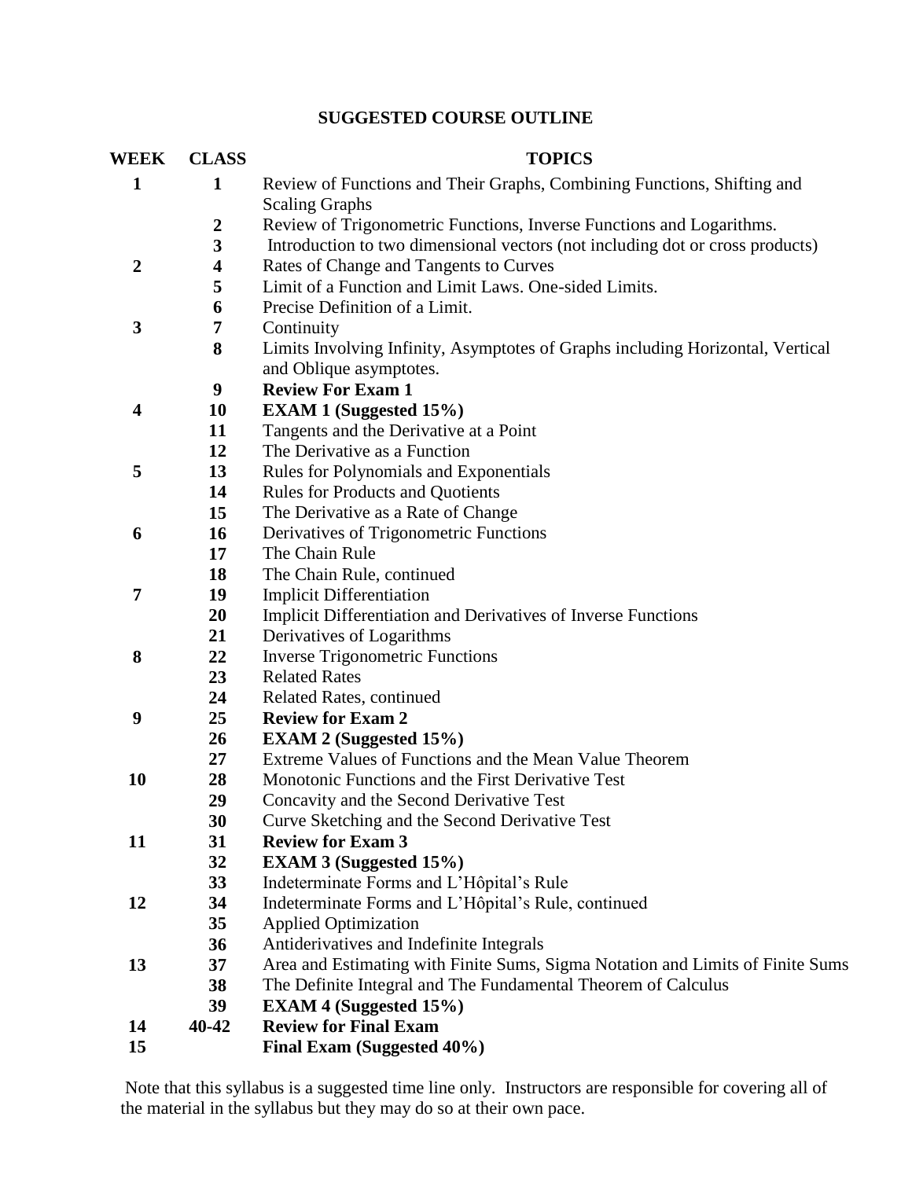## SUGGESTED COURSE OUTLINE

| WEEK | CLASS | TOPICS |
|---|---|---|
| 1 | 1 | Review of Functions and Their Graphs, Combining Functions, Shifting and Scaling Graphs |
| | 2 | Review of Trigonometric Functions, Inverse Functions and Logarithms. |
| | 3 | Introduction to two dimensional vectors (not including dot or cross products) |
| 2 | 4 | Rates of Change and Tangents to Curves |
| | 5 | Limit of a Function and Limit Laws. One-sided Limits. |
| | 6 | Precise Definition of a Limit. |
| 3 | 7 | Continuity |
| | 8 | Limits Involving Infinity, Asymptotes of Graphs including Horizontal, Vertical and Oblique asymptotes. |
| | 9 | **Review For Exam 1** |
| 4 | 10 | **EXAM 1 (Suggested 15%)** |
| | 11 | Tangents and the Derivative at a Point |
| | 12 | The Derivative as a Function |
| 5 | 13 | Rules for Polynomials and Exponentials |
| | 14 | Rules for Products and Quotients |
| | 15 | The Derivative as a Rate of Change |
| 6 | 16 | Derivatives of Trigonometric Functions |
| | 17 | The Chain Rule |
| | 18 | The Chain Rule, continued |
| 7 | 19 | Implicit Differentiation |
| | 20 | Implicit Differentiation and Derivatives of Inverse Functions |
| | 21 | Derivatives of Logarithms |
| 8 | 22 | Inverse Trigonometric Functions |
| | 23 | Related Rates |
| | 24 | Related Rates, continued |
| 9 | 25 | **Review for Exam 2** |
| | 26 | **EXAM 2 (Suggested 15%)** |
| | 27 | Extreme Values of Functions and the Mean Value Theorem |
| 10 | 28 | Monotonic Functions and the First Derivative Test |
| | 29 | Concavity and the Second Derivative Test |
| | 30 | Curve Sketching and the Second Derivative Test |
| 11 | 31 | **Review for Exam 3** |
| | 32 | **EXAM 3 (Suggested 15%)** |
| | 33 | Indeterminate Forms and L'Hôpital's Rule |
| 12 | 34 | Indeterminate Forms and L'Hôpital's Rule, continued |
| | 35 | Applied Optimization |
| | 36 | Antiderivatives and Indefinite Integrals |
| 13 | 37 | Area and Estimating with Finite Sums, Sigma Notation and Limits of Finite Sums |
| | 38 | The Definite Integral and The Fundamental Theorem of Calculus |
| | 39 | **EXAM 4 (Suggested 15%)** |
| 14 | 40-42 | **Review for Final Exam** |
| 15 | | **Final Exam (Suggested 40%)** |

Note that this syllabus is a suggested time line only. Instructors are responsible for covering all of the material in the syllabus but they may do so at their own pace.